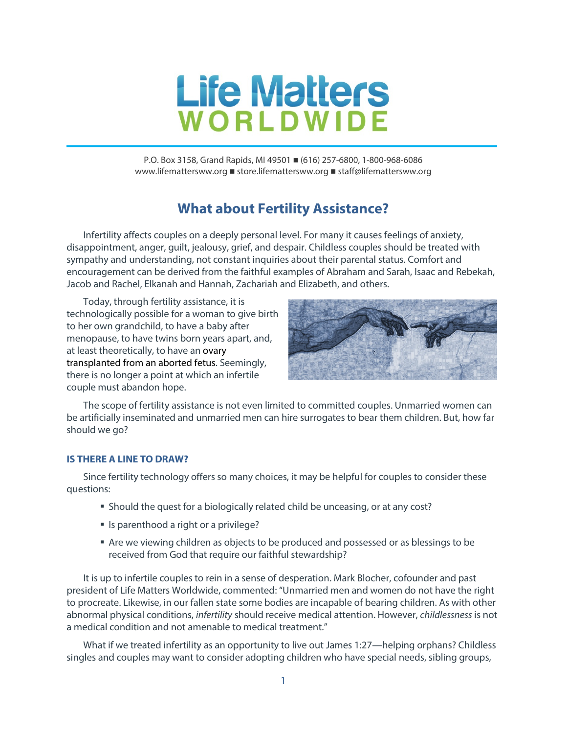# Life Matters WORLDWIDE

P.O. Box 3158, Grand Rapids, MI 49501 ■ (616) 257-6800, 1-800-968-6086
www.lifemattersww.org ■ store.lifemattersww.org ■ staff@lifemattersww.org

## What about Fertility Assistance?

Infertility affects couples on a deeply personal level. For many it causes feelings of anxiety, disappointment, anger, guilt, jealousy, grief, and despair. Childless couples should be treated with sympathy and understanding, not constant inquiries about their parental status. Comfort and encouragement can be derived from the faithful examples of Abraham and Sarah, Isaac and Rebekah, Jacob and Rachel, Elkanah and Hannah, Zachariah and Elizabeth, and others.

Today, through fertility assistance, it is technologically possible for a woman to give birth to her own grandchild, to have a baby after menopause, to have twins born years apart, and, at least theoretically, to have an ovary transplanted from an aborted fetus. Seemingly, there is no longer a point at which an infertile couple must abandon hope.

The scope of fertility assistance is not even limited to committed couples. Unmarried women can be artificially inseminated and unmarried men can hire surrogates to bear them children. But, how far should we go?

### IS THERE A LINE TO DRAW?

Since fertility technology offers so many choices, it may be helpful for couples to consider these questions:

- Should the quest for a biologically related child be unceasing, or at any cost?
- Is parenthood a right or a privilege?
- Are we viewing children as objects to be produced and possessed or as blessings to be received from God that require our faithful stewardship?

It is up to infertile couples to rein in a sense of desperation. Mark Blocher, cofounder and past president of Life Matters Worldwide, commented: "Unmarried men and women do not have the right to procreate. Likewise, in our fallen state some bodies are incapable of bearing children. As with other abnormal physical conditions, *infertility* should receive medical attention. However, *childlessness* is not a medical condition and not amenable to medical treatment."

What if we treated infertility as an opportunity to live out James 1:27—helping orphans? Childless singles and couples may want to consider adopting children who have special needs, sibling groups,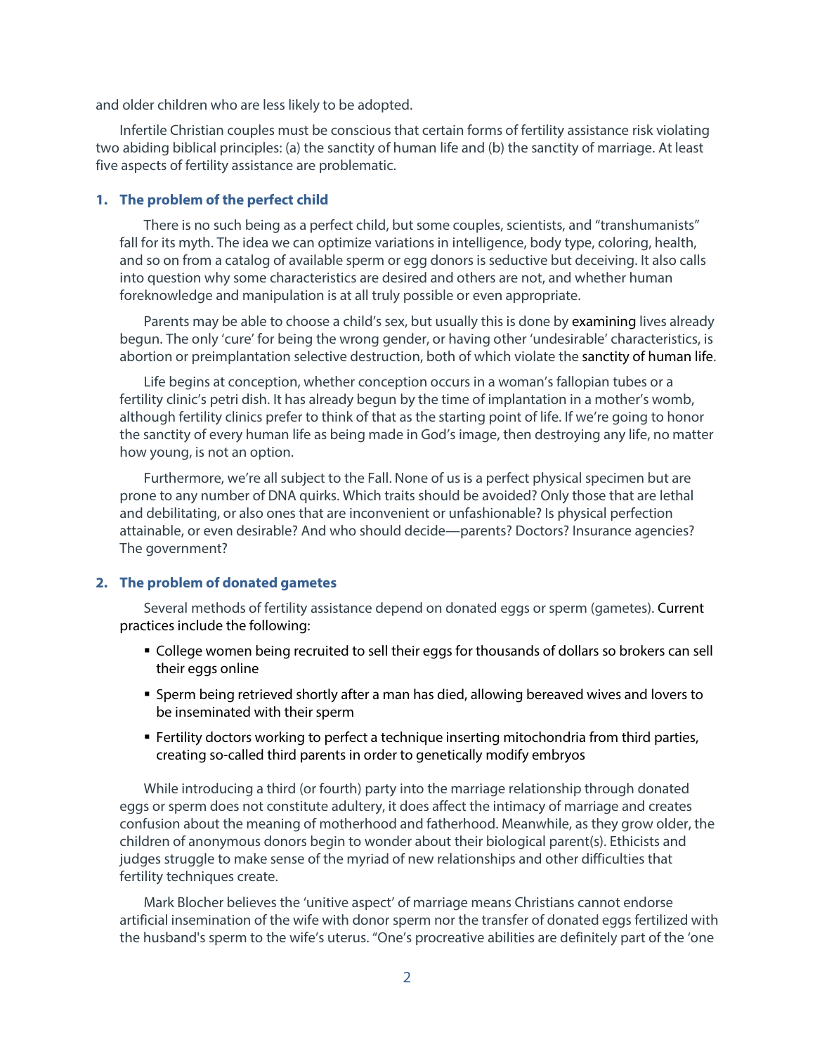and older children who are less likely to be adopted.

Infertile Christian couples must be conscious that certain forms of fertility assistance risk violating two abiding biblical principles: (a) the sanctity of human life and (b) the sanctity of marriage. At least five aspects of fertility assistance are problematic.

### 1. The problem of the perfect child

There is no such being as a perfect child, but some couples, scientists, and "transhumanists" fall for its myth. The idea we can optimize variations in intelligence, body type, coloring, health, and so on from a catalog of available sperm or egg donors is seductive but deceiving. It also calls into question why some characteristics are desired and others are not, and whether human foreknowledge and manipulation is at all truly possible or even appropriate.

Parents may be able to choose a child's sex, but usually this is done by examining lives already begun. The only 'cure' for being the wrong gender, or having other 'undesirable' characteristics, is abortion or preimplantation selective destruction, both of which violate the sanctity of human life.

Life begins at conception, whether conception occurs in a woman's fallopian tubes or a fertility clinic's petri dish. It has already begun by the time of implantation in a mother's womb, although fertility clinics prefer to think of that as the starting point of life. If we're going to honor the sanctity of every human life as being made in God's image, then destroying any life, no matter how young, is not an option.

Furthermore, we're all subject to the Fall. None of us is a perfect physical specimen but are prone to any number of DNA quirks. Which traits should be avoided? Only those that are lethal and debilitating, or also ones that are inconvenient or unfashionable? Is physical perfection attainable, or even desirable? And who should decide—parents? Doctors? Insurance agencies? The government?

### 2. The problem of donated gametes

Several methods of fertility assistance depend on donated eggs or sperm (gametes). Current practices include the following:

- College women being recruited to sell their eggs for thousands of dollars so brokers can sell their eggs online
- Sperm being retrieved shortly after a man has died, allowing bereaved wives and lovers to be inseminated with their sperm
- Fertility doctors working to perfect a technique inserting mitochondria from third parties, creating so-called third parents in order to genetically modify embryos

While introducing a third (or fourth) party into the marriage relationship through donated eggs or sperm does not constitute adultery, it does affect the intimacy of marriage and creates confusion about the meaning of motherhood and fatherhood. Meanwhile, as they grow older, the children of anonymous donors begin to wonder about their biological parent(s). Ethicists and judges struggle to make sense of the myriad of new relationships and other difficulties that fertility techniques create.

Mark Blocher believes the 'unitive aspect' of marriage means Christians cannot endorse artificial insemination of the wife with donor sperm nor the transfer of donated eggs fertilized with the husband's sperm to the wife's uterus. "One's procreative abilities are definitely part of the 'one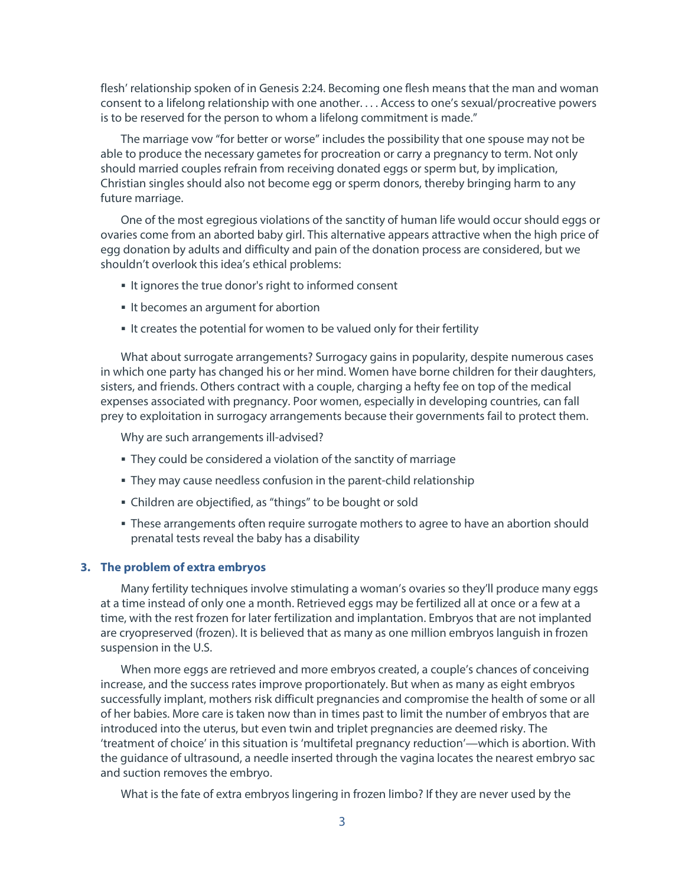flesh' relationship spoken of in Genesis 2:24. Becoming one flesh means that the man and woman consent to a lifelong relationship with one another. . . . Access to one's sexual/procreative powers is to be reserved for the person to whom a lifelong commitment is made."

The marriage vow "for better or worse" includes the possibility that one spouse may not be able to produce the necessary gametes for procreation or carry a pregnancy to term. Not only should married couples refrain from receiving donated eggs or sperm but, by implication, Christian singles should also not become egg or sperm donors, thereby bringing harm to any future marriage.

One of the most egregious violations of the sanctity of human life would occur should eggs or ovaries come from an aborted baby girl. This alternative appears attractive when the high price of egg donation by adults and difficulty and pain of the donation process are considered, but we shouldn't overlook this idea's ethical problems:

- It ignores the true donor's right to informed consent
- It becomes an argument for abortion
- It creates the potential for women to be valued only for their fertility

What about surrogate arrangements? Surrogacy gains in popularity, despite numerous cases in which one party has changed his or her mind. Women have borne children for their daughters, sisters, and friends. Others contract with a couple, charging a hefty fee on top of the medical expenses associated with pregnancy. Poor women, especially in developing countries, can fall prey to exploitation in surrogacy arrangements because their governments fail to protect them.

Why are such arrangements ill-advised?

- They could be considered a violation of the sanctity of marriage
- They may cause needless confusion in the parent-child relationship
- Children are objectified, as "things" to be bought or sold
- These arrangements often require surrogate mothers to agree to have an abortion should prenatal tests reveal the baby has a disability

### 3. The problem of extra embryos

Many fertility techniques involve stimulating a woman's ovaries so they'll produce many eggs at a time instead of only one a month. Retrieved eggs may be fertilized all at once or a few at a time, with the rest frozen for later fertilization and implantation. Embryos that are not implanted are cryopreserved (frozen). It is believed that as many as one million embryos languish in frozen suspension in the U.S.

When more eggs are retrieved and more embryos created, a couple's chances of conceiving increase, and the success rates improve proportionately. But when as many as eight embryos successfully implant, mothers risk difficult pregnancies and compromise the health of some or all of her babies. More care is taken now than in times past to limit the number of embryos that are introduced into the uterus, but even twin and triplet pregnancies are deemed risky. The 'treatment of choice' in this situation is 'multifetal pregnancy reduction'—which is abortion. With the guidance of ultrasound, a needle inserted through the vagina locates the nearest embryo sac and suction removes the embryo.

What is the fate of extra embryos lingering in frozen limbo? If they are never used by the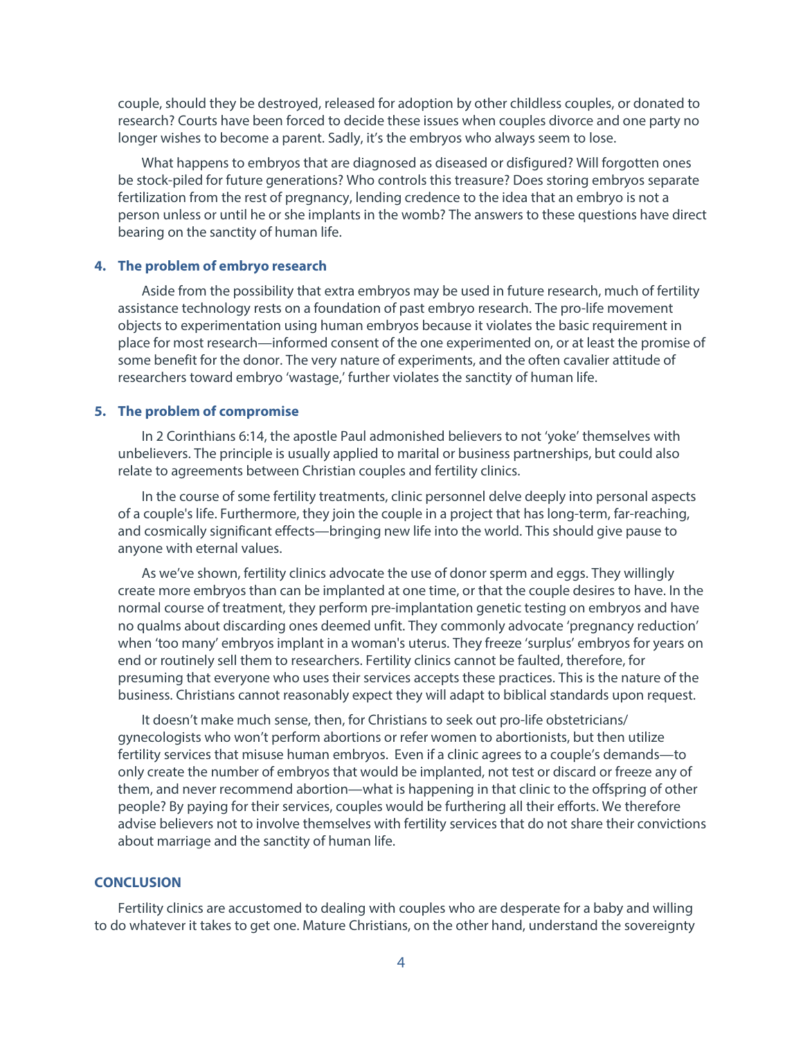couple, should they be destroyed, released for adoption by other childless couples, or donated to research? Courts have been forced to decide these issues when couples divorce and one party no longer wishes to become a parent. Sadly, it's the embryos who always seem to lose.

What happens to embryos that are diagnosed as diseased or disfigured? Will forgotten ones be stock-piled for future generations? Who controls this treasure? Does storing embryos separate fertilization from the rest of pregnancy, lending credence to the idea that an embryo is not a person unless or until he or she implants in the womb? The answers to these questions have direct bearing on the sanctity of human life.

### 4. The problem of embryo research

Aside from the possibility that extra embryos may be used in future research, much of fertility assistance technology rests on a foundation of past embryo research. The pro-life movement objects to experimentation using human embryos because it violates the basic requirement in place for most research—informed consent of the one experimented on, or at least the promise of some benefit for the donor. The very nature of experiments, and the often cavalier attitude of researchers toward embryo 'wastage,' further violates the sanctity of human life.

### 5. The problem of compromise

In 2 Corinthians 6:14, the apostle Paul admonished believers to not 'yoke' themselves with unbelievers. The principle is usually applied to marital or business partnerships, but could also relate to agreements between Christian couples and fertility clinics.

In the course of some fertility treatments, clinic personnel delve deeply into personal aspects of a couple's life. Furthermore, they join the couple in a project that has long-term, far-reaching, and cosmically significant effects—bringing new life into the world. This should give pause to anyone with eternal values.

As we've shown, fertility clinics advocate the use of donor sperm and eggs. They willingly create more embryos than can be implanted at one time, or that the couple desires to have. In the normal course of treatment, they perform pre-implantation genetic testing on embryos and have no qualms about discarding ones deemed unfit. They commonly advocate 'pregnancy reduction' when 'too many' embryos implant in a woman's uterus. They freeze 'surplus' embryos for years on end or routinely sell them to researchers. Fertility clinics cannot be faulted, therefore, for presuming that everyone who uses their services accepts these practices. This is the nature of the business. Christians cannot reasonably expect they will adapt to biblical standards upon request.

It doesn't make much sense, then, for Christians to seek out pro-life obstetricians/gynecologists who won't perform abortions or refer women to abortionists, but then utilize fertility services that misuse human embryos. Even if a clinic agrees to a couple's demands—to only create the number of embryos that would be implanted, not test or discard or freeze any of them, and never recommend abortion—what is happening in that clinic to the offspring of other people? By paying for their services, couples would be furthering all their efforts. We therefore advise believers not to involve themselves with fertility services that do not share their convictions about marriage and the sanctity of human life.

## CONCLUSION

Fertility clinics are accustomed to dealing with couples who are desperate for a baby and willing to do whatever it takes to get one. Mature Christians, on the other hand, understand the sovereignty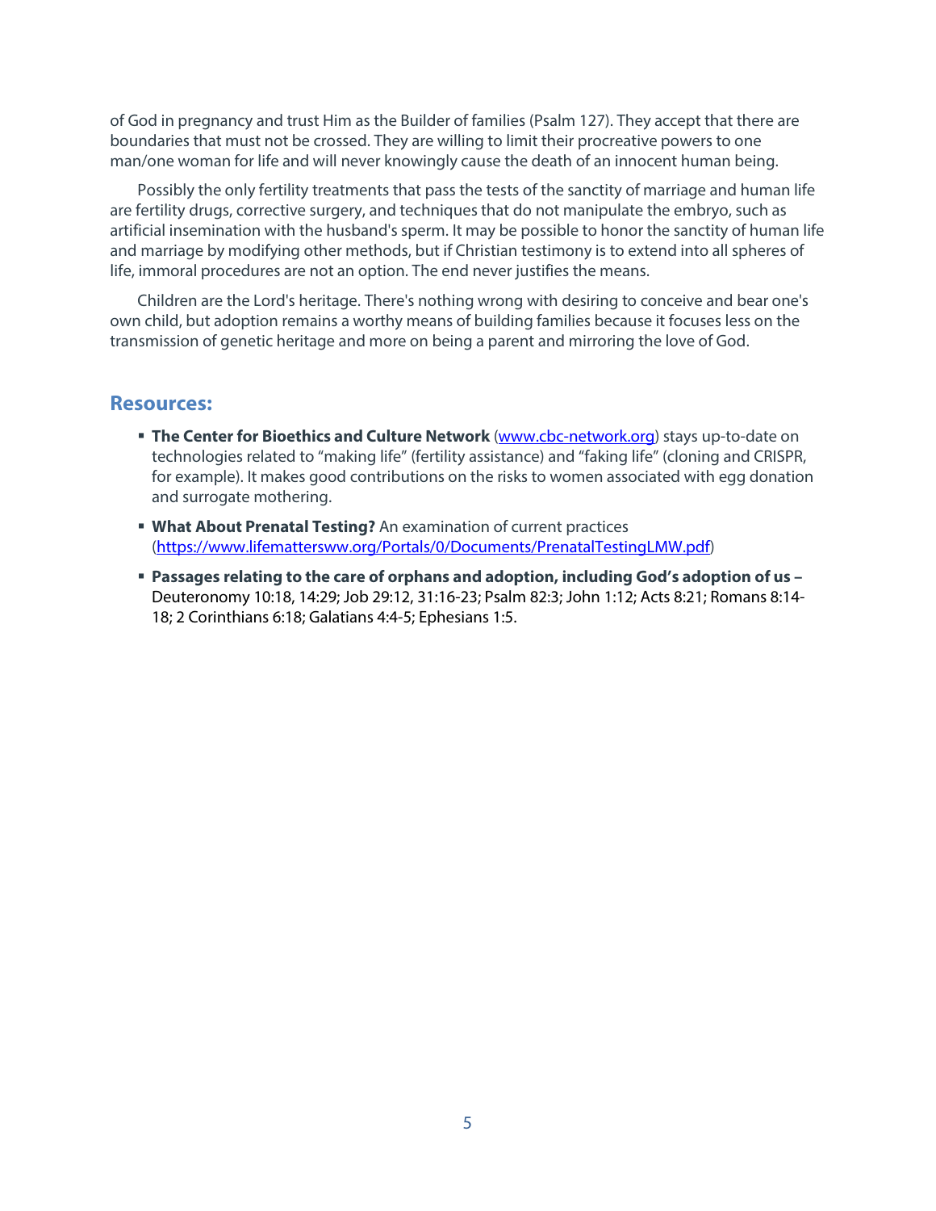of God in pregnancy and trust Him as the Builder of families (Psalm 127). They accept that there are boundaries that must not be crossed. They are willing to limit their procreative powers to one man/one woman for life and will never knowingly cause the death of an innocent human being.

Possibly the only fertility treatments that pass the tests of the sanctity of marriage and human life are fertility drugs, corrective surgery, and techniques that do not manipulate the embryo, such as artificial insemination with the husband's sperm. It may be possible to honor the sanctity of human life and marriage by modifying other methods, but if Christian testimony is to extend into all spheres of life, immoral procedures are not an option. The end never justifies the means.

Children are the Lord's heritage. There's nothing wrong with desiring to conceive and bear one's own child, but adoption remains a worthy means of building families because it focuses less on the transmission of genetic heritage and more on being a parent and mirroring the love of God.

## Resources:

- **The Center for Bioethics and Culture Network** ([www.cbc-network.org](www.cbc-network.org)) stays up-to-date on technologies related to "making life" (fertility assistance) and "faking life" (cloning and CRISPR, for example). It makes good contributions on the risks to women associated with egg donation and surrogate mothering.
- **What About Prenatal Testing?** An examination of current practices ([https://www.lifemattersww.org/Portals/0/Documents/PrenatalTestingLMW.pdf](https://www.lifemattersww.org/Portals/0/Documents/PrenatalTestingLMW.pdf))
- **Passages relating to the care of orphans and adoption, including God's adoption of us –** Deuteronomy 10:18, 14:29; Job 29:12, 31:16-23; Psalm 82:3; John 1:12; Acts 8:21; Romans 8:14-18; 2 Corinthians 6:18; Galatians 4:4-5; Ephesians 1:5.